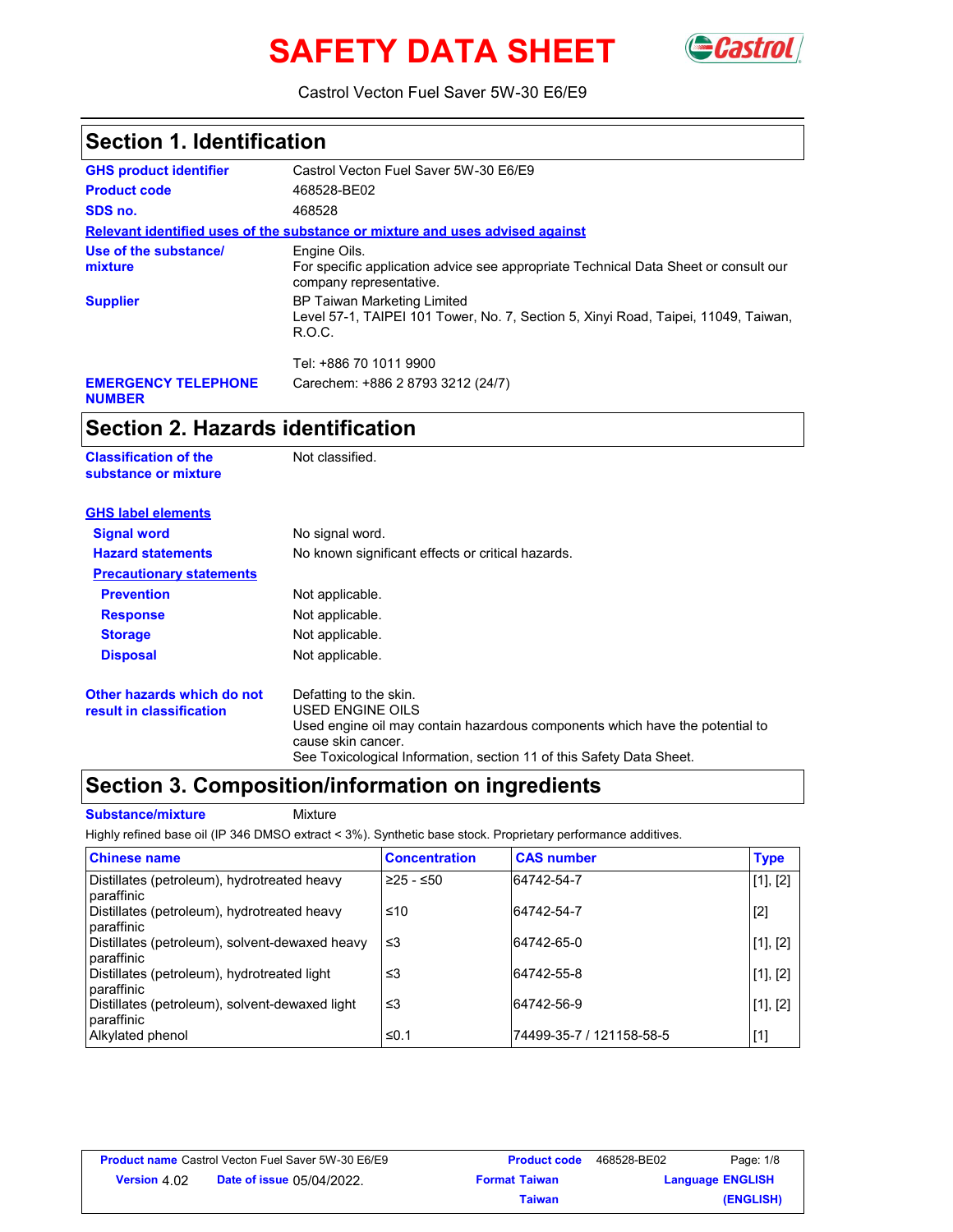# SAFETY DATA SHEET

Castrol Vecton Fuel Saver 5W-30 E6/E9

## Section 1. Identification

**GHS product identifier** Castrol Vecton Fuel Saver 5W-30 E6/E9

**Product code** 468528-BE02

**SDS no.** 468528

**Relevant identified uses of the substance or mixture and uses advised against**

**Use of the substance/ mixture** Engine Oils.
For specific application advice see appropriate Technical Data Sheet or consult our company representative.

**Supplier** BP Taiwan Marketing Limited
Level 57-1, TAIPEI 101 Tower, No. 7, Section 5, Xinyi Road, Taipei, 11049, Taiwan, R.O.C.

Tel: +886 70 1011 9900

**EMERGENCY TELEPHONE NUMBER** Carechem: +886 2 8793 3212 (24/7)

## Section 2. Hazards identification

**Classification of the substance or mixture** Not classified.

**GHS label elements**

**Signal word** No signal word.

**Hazard statements** No known significant effects or critical hazards.

**Precautionary statements**

**Prevention** Not applicable.

**Response** Not applicable.

**Storage** Not applicable.

**Disposal** Not applicable.

**Other hazards which do not result in classification** Defatting to the skin.
USED ENGINE OILS
Used engine oil may contain hazardous components which have the potential to cause skin cancer.
See Toxicological Information, section 11 of this Safety Data Sheet.

## Section 3. Composition/information on ingredients

**Substance/mixture** Mixture

Highly refined base oil (IP 346 DMSO extract < 3%). Synthetic base stock. Proprietary performance additives.

| Chinese name | Concentration | CAS number | Type |
|---|---|---|---|
| Distillates (petroleum), hydrotreated heavy paraffinic | ≥25 - ≤50 | 64742-54-7 | [1], [2] |
| Distillates (petroleum), hydrotreated heavy paraffinic | ≤10 | 64742-54-7 | [2] |
| Distillates (petroleum), solvent-dewaxed heavy paraffinic | ≤3 | 64742-65-0 | [1], [2] |
| Distillates (petroleum), hydrotreated light paraffinic | ≤3 | 64742-55-8 | [1], [2] |
| Distillates (petroleum), solvent-dewaxed light paraffinic | ≤3 | 64742-56-9 | [1], [2] |
| Alkylated phenol | ≤0.1 | 74499-35-7 / 121158-58-5 | [1] |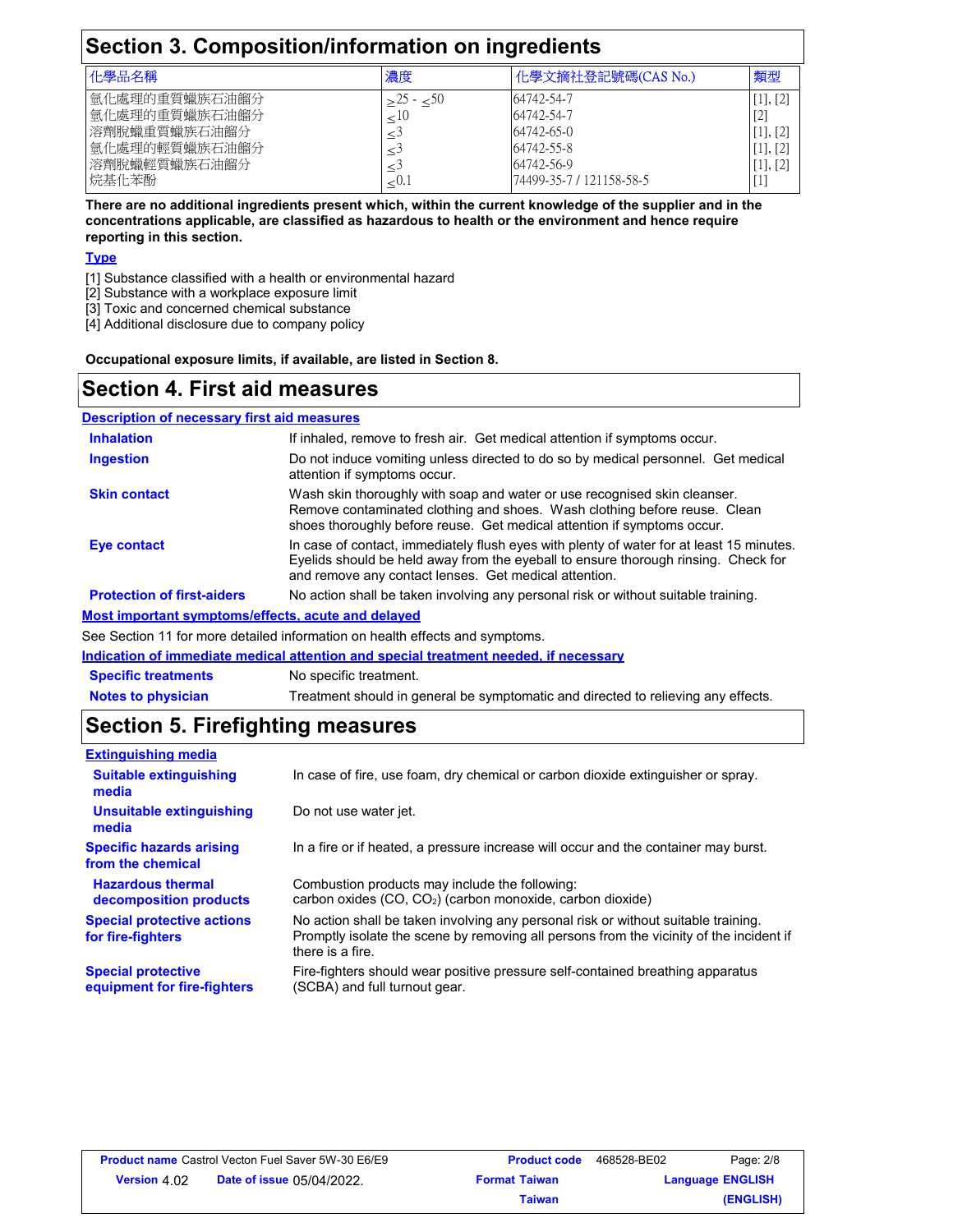## Section 3. Composition/information on ingredients

| 化學品名稱 | 濃度 | 化學文摘社登記號碼(CAS No.) | 類型 |
|---|---|---|---|
| 氫化處理的重質蠟族石油餾分 | ≥25 - ≤50 | 64742-54-7 | [1], [2] |
| 氫化處理的重質蠟族石油餾分 | ≤10 | 64742-54-7 | [2] |
| 溶劑脫蠟重質蠟族石油餾分 | ≤3 | 64742-65-0 | [1], [2] |
| 氫化處理的輕質蠟族石油餾分 | ≤3 | 64742-55-8 | [1], [2] |
| 溶劑脫蠟輕質蠟族石油餾分 | ≤3 | 64742-56-9 | [1], [2] |
| 烷基化苯酚 | ≤0.1 | 74499-35-7 / 121158-58-5 | [1] |

**There are no additional ingredients present which, within the current knowledge of the supplier and in the concentrations applicable, are classified as hazardous to health or the environment and hence require reporting in this section.**

**Type**

[1] Substance classified with a health or environmental hazard
[2] Substance with a workplace exposure limit
[3] Toxic and concerned chemical substance
[4] Additional disclosure due to company policy

**Occupational exposure limits, if available, are listed in Section 8.**

## Section 4. First aid measures

**Description of necessary first aid measures**

**Inhalation**: If inhaled, remove to fresh air. Get medical attention if symptoms occur.

**Ingestion**: Do not induce vomiting unless directed to do so by medical personnel. Get medical attention if symptoms occur.

**Skin contact**: Wash skin thoroughly with soap and water or use recognised skin cleanser. Remove contaminated clothing and shoes. Wash clothing before reuse. Clean shoes thoroughly before reuse. Get medical attention if symptoms occur.

**Eye contact**: In case of contact, immediately flush eyes with plenty of water for at least 15 minutes. Eyelids should be held away from the eyeball to ensure thorough rinsing. Check for and remove any contact lenses. Get medical attention.

**Protection of first-aiders**: No action shall be taken involving any personal risk or without suitable training.

**Most important symptoms/effects, acute and delayed**

See Section 11 for more detailed information on health effects and symptoms.

**Indication of immediate medical attention and special treatment needed, if necessary**

**Specific treatments**: No specific treatment.

**Notes to physician**: Treatment should in general be symptomatic and directed to relieving any effects.

## Section 5. Firefighting measures

**Extinguishing media**

**Suitable extinguishing media**: In case of fire, use foam, dry chemical or carbon dioxide extinguisher or spray.

**Unsuitable extinguishing media**: Do not use water jet.

**Specific hazards arising from the chemical**: In a fire or if heated, a pressure increase will occur and the container may burst.

**Hazardous thermal decomposition products**: Combustion products may include the following: carbon oxides (CO, $CO_2$) (carbon monoxide, carbon dioxide)

**Special protective actions for fire-fighters**: No action shall be taken involving any personal risk or without suitable training. Promptly isolate the scene by removing all persons from the vicinity of the incident if there is a fire.

**Special protective equipment for fire-fighters**: Fire-fighters should wear positive pressure self-contained breathing apparatus (SCBA) and full turnout gear.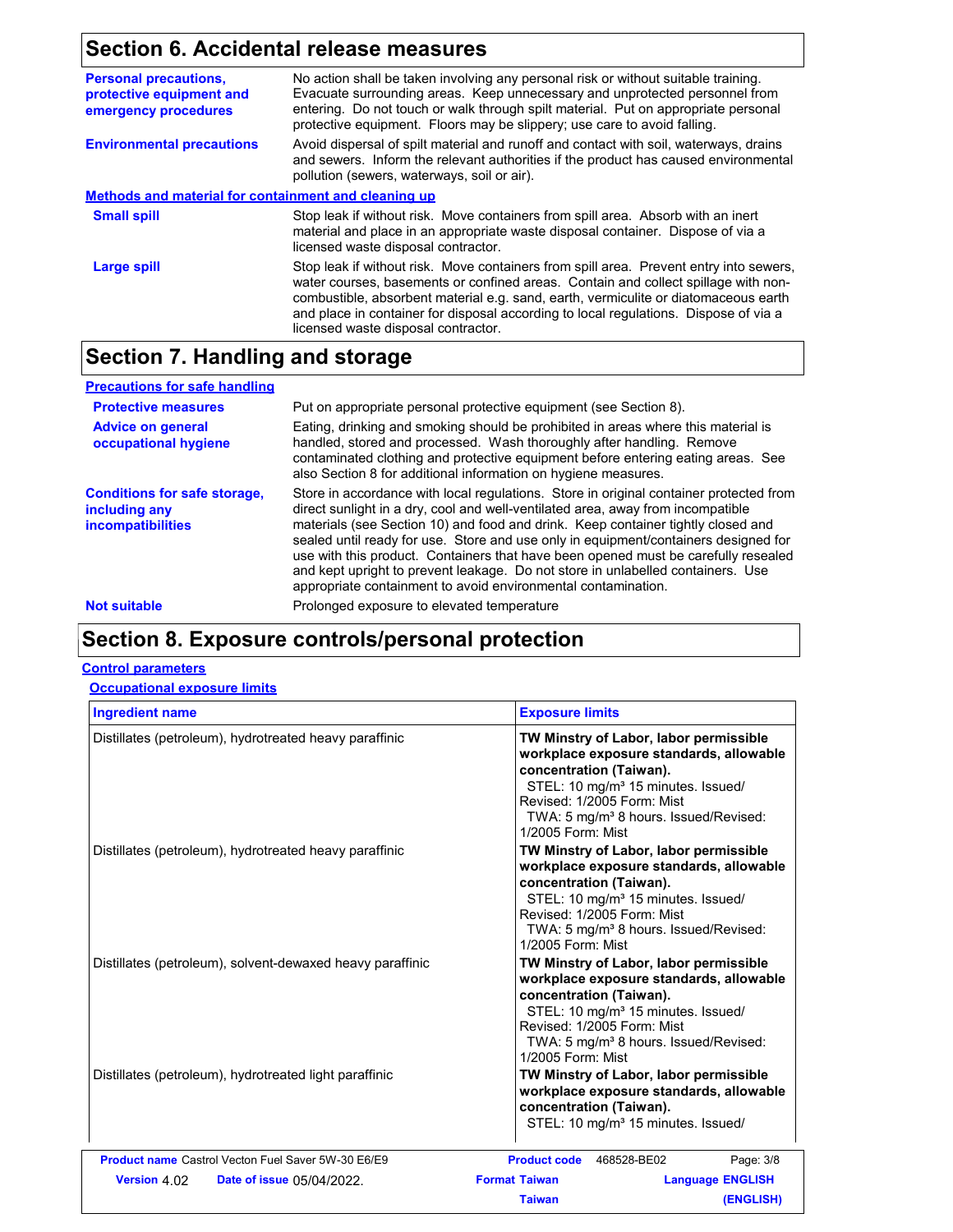## Section 6. Accidental release measures

**Personal precautions, protective equipment and emergency procedures**
No action shall be taken involving any personal risk or without suitable training. Evacuate surrounding areas. Keep unnecessary and unprotected personnel from entering. Do not touch or walk through spilt material. Put on appropriate personal protective equipment. Floors may be slippery; use care to avoid falling.

**Environmental precautions**
Avoid dispersal of spilt material and runoff and contact with soil, waterways, drains and sewers. Inform the relevant authorities if the product has caused environmental pollution (sewers, waterways, soil or air).

### Methods and material for containment and cleaning up

**Small spill**
Stop leak if without risk. Move containers from spill area. Absorb with an inert material and place in an appropriate waste disposal container. Dispose of via a licensed waste disposal contractor.

**Large spill**
Stop leak if without risk. Move containers from spill area. Prevent entry into sewers, water courses, basements or confined areas. Contain and collect spillage with non-combustible, absorbent material e.g. sand, earth, vermiculite or diatomaceous earth and place in container for disposal according to local regulations. Dispose of via a licensed waste disposal contractor.

## Section 7. Handling and storage

### Precautions for safe handling

**Protective measures**
Put on appropriate personal protective equipment (see Section 8).

**Advice on general occupational hygiene**
Eating, drinking and smoking should be prohibited in areas where this material is handled, stored and processed. Wash thoroughly after handling. Remove contaminated clothing and protective equipment before entering eating areas. See also Section 8 for additional information on hygiene measures.

**Conditions for safe storage, including any incompatibilities**
Store in accordance with local regulations. Store in original container protected from direct sunlight in a dry, cool and well-ventilated area, away from incompatible materials (see Section 10) and food and drink. Keep container tightly closed and sealed until ready for use. Store and use only in equipment/containers designed for use with this product. Containers that have been opened must be carefully resealed and kept upright to prevent leakage. Do not store in unlabelled containers. Use appropriate containment to avoid environmental contamination.

**Not suitable**
Prolonged exposure to elevated temperature

## Section 8. Exposure controls/personal protection

### Control parameters

#### Occupational exposure limits

| Ingredient name | Exposure limits |
|---|---|
| Distillates (petroleum), hydrotreated heavy paraffinic | **TW Minstry of Labor, labor permissible workplace exposure standards, allowable concentration (Taiwan).** STEL: 10 mg/m³ 15 minutes. Issued/Revised: 1/2005 Form: Mist TWA: 5 mg/m³ 8 hours. Issued/Revised: 1/2005 Form: Mist |
| Distillates (petroleum), hydrotreated heavy paraffinic | **TW Minstry of Labor, labor permissible workplace exposure standards, allowable concentration (Taiwan).** STEL: 10 mg/m³ 15 minutes. Issued/Revised: 1/2005 Form: Mist TWA: 5 mg/m³ 8 hours. Issued/Revised: 1/2005 Form: Mist |
| Distillates (petroleum), solvent-dewaxed heavy paraffinic | **TW Minstry of Labor, labor permissible workplace exposure standards, allowable concentration (Taiwan).** STEL: 10 mg/m³ 15 minutes. Issued/Revised: 1/2005 Form: Mist TWA: 5 mg/m³ 8 hours. Issued/Revised: 1/2005 Form: Mist |
| Distillates (petroleum), hydrotreated light paraffinic | **TW Minstry of Labor, labor permissible workplace exposure standards, allowable concentration (Taiwan).** STEL: 10 mg/m³ 15 minutes. Issued/ |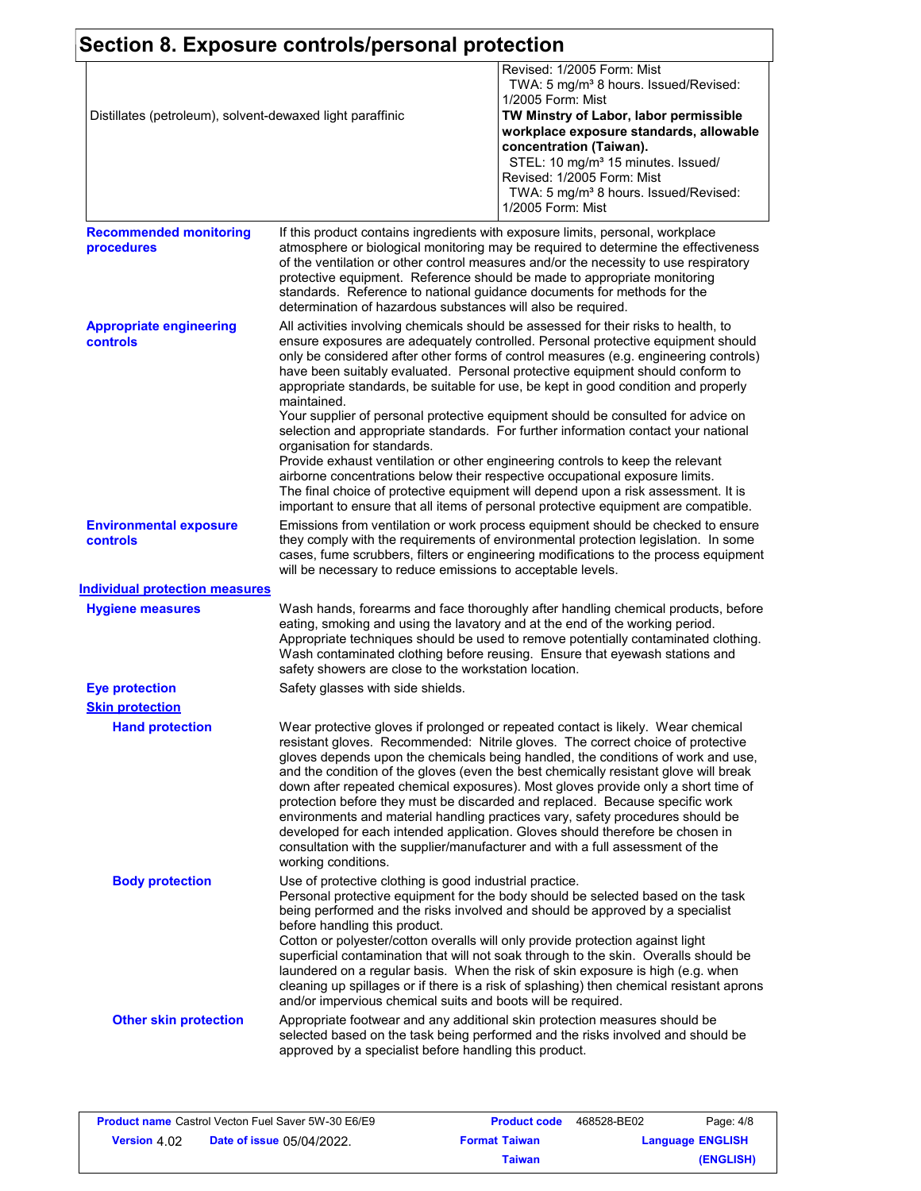## Section 8. Exposure controls/personal protection

| | |
|---|---|
| Distillates (petroleum), solvent-dewaxed light paraffinic | Revised: 1/2005 Form: Mist<br>TWA: 5 mg/m³ 8 hours. Issued/Revised: 1/2005 Form: Mist<br>**TW Minstry of Labor, labor permissible workplace exposure standards, allowable concentration (Taiwan).**<br>STEL: 10 mg/m³ 15 minutes. Issued/Revised: 1/2005 Form: Mist<br>TWA: 5 mg/m³ 8 hours. Issued/Revised: 1/2005 Form: Mist |

**Recommended monitoring procedures**

If this product contains ingredients with exposure limits, personal, workplace atmosphere or biological monitoring may be required to determine the effectiveness of the ventilation or other control measures and/or the necessity to use respiratory protective equipment. Reference should be made to appropriate monitoring standards. Reference to national guidance documents for methods for the determination of hazardous substances will also be required.

**Appropriate engineering controls**

All activities involving chemicals should be assessed for their risks to health, to ensure exposures are adequately controlled. Personal protective equipment should only be considered after other forms of control measures (e.g. engineering controls) have been suitably evaluated. Personal protective equipment should conform to appropriate standards, be suitable for use, be kept in good condition and properly maintained.
Your supplier of personal protective equipment should be consulted for advice on selection and appropriate standards. For further information contact your national organisation for standards.
Provide exhaust ventilation or other engineering controls to keep the relevant airborne concentrations below their respective occupational exposure limits.
The final choice of protective equipment will depend upon a risk assessment. It is important to ensure that all items of personal protective equipment are compatible.

**Environmental exposure controls**

Emissions from ventilation or work process equipment should be checked to ensure they comply with the requirements of environmental protection legislation. In some cases, fume scrubbers, filters or engineering modifications to the process equipment will be necessary to reduce emissions to acceptable levels.

### Individual protection measures

**Hygiene measures**

Wash hands, forearms and face thoroughly after handling chemical products, before eating, smoking and using the lavatory and at the end of the working period. Appropriate techniques should be used to remove potentially contaminated clothing. Wash contaminated clothing before reusing. Ensure that eyewash stations and safety showers are close to the workstation location.

**Eye protection**

Safety glasses with side shields.

**Skin protection**

**Hand protection**

Wear protective gloves if prolonged or repeated contact is likely. Wear chemical resistant gloves. Recommended: Nitrile gloves. The correct choice of protective gloves depends upon the chemicals being handled, the conditions of work and use, and the condition of the gloves (even the best chemically resistant glove will break down after repeated chemical exposures). Most gloves provide only a short time of protection before they must be discarded and replaced. Because specific work environments and material handling practices vary, safety procedures should be developed for each intended application. Gloves should therefore be chosen in consultation with the supplier/manufacturer and with a full assessment of the working conditions.

**Body protection**

Use of protective clothing is good industrial practice.
Personal protective equipment for the body should be selected based on the task being performed and the risks involved and should be approved by a specialist before handling this product.
Cotton or polyester/cotton overalls will only provide protection against light superficial contamination that will not soak through to the skin. Overalls should be laundered on a regular basis. When the risk of skin exposure is high (e.g. when cleaning up spillages or if there is a risk of splashing) then chemical resistant aprons and/or impervious chemical suits and boots will be required.

**Other skin protection**

Appropriate footwear and any additional skin protection measures should be selected based on the task being performed and the risks involved and should be approved by a specialist before handling this product.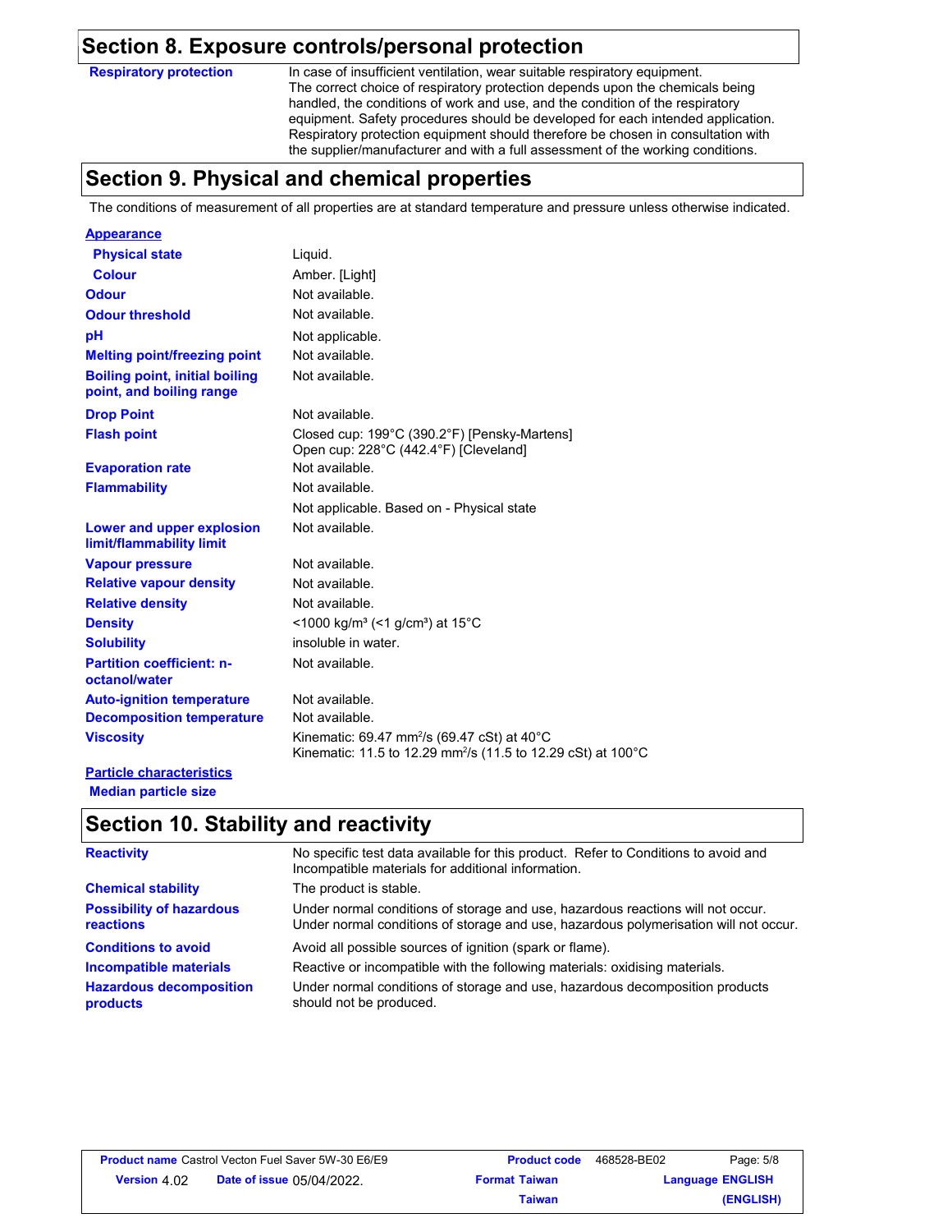## Section 8. Exposure controls/personal protection

| | |
|---|---|
| **Respiratory protection** | In case of insufficient ventilation, wear suitable respiratory equipment. The correct choice of respiratory protection depends upon the chemicals being handled, the conditions of work and use, and the condition of the respiratory equipment. Safety procedures should be developed for each intended application. Respiratory protection equipment should therefore be chosen in consultation with the supplier/manufacturer and with a full assessment of the working conditions. |

## Section 9. Physical and chemical properties

The conditions of measurement of all properties are at standard temperature and pressure unless otherwise indicated.

**Appearance**

| | |
|---|---|
| **Physical state** | Liquid. |
| **Colour** | Amber. [Light] |
| **Odour** | Not available. |
| **Odour threshold** | Not available. |
| **pH** | Not applicable. |
| **Melting point/freezing point** | Not available. |
| **Boiling point, initial boiling point, and boiling range** | Not available. |
| **Drop Point** | Not available. |
| **Flash point** | Closed cup: 199°C (390.2°F) [Pensky-Martens]<br>Open cup: 228°C (442.4°F) [Cleveland] |
| **Evaporation rate** | Not available. |
| **Flammability** | Not available.<br>Not applicable. Based on - Physical state |
| **Lower and upper explosion limit/flammability limit** | Not available. |
| **Vapour pressure** | Not available. |
| **Relative vapour density** | Not available. |
| **Relative density** | Not available. |
| **Density** | <1000 kg/m³ (<1 g/cm³) at 15°C |
| **Solubility** | insoluble in water. |
| **Partition coefficient: n-octanol/water** | Not available. |
| **Auto-ignition temperature** | Not available. |
| **Decomposition temperature** | Not available. |
| **Viscosity** | Kinematic: 69.47 mm²/s (69.47 cSt) at 40°C<br>Kinematic: 11.5 to 12.29 mm²/s (11.5 to 12.29 cSt) at 100°C |

**Particle characteristics**

**Median particle size**

## Section 10. Stability and reactivity

| | |
|---|---|
| **Reactivity** | No specific test data available for this product. Refer to Conditions to avoid and Incompatible materials for additional information. |
| **Chemical stability** | The product is stable. |
| **Possibility of hazardous reactions** | Under normal conditions of storage and use, hazardous reactions will not occur.<br>Under normal conditions of storage and use, hazardous polymerisation will not occur. |
| **Conditions to avoid** | Avoid all possible sources of ignition (spark or flame). |
| **Incompatible materials** | Reactive or incompatible with the following materials: oxidising materials. |
| **Hazardous decomposition products** | Under normal conditions of storage and use, hazardous decomposition products should not be produced. |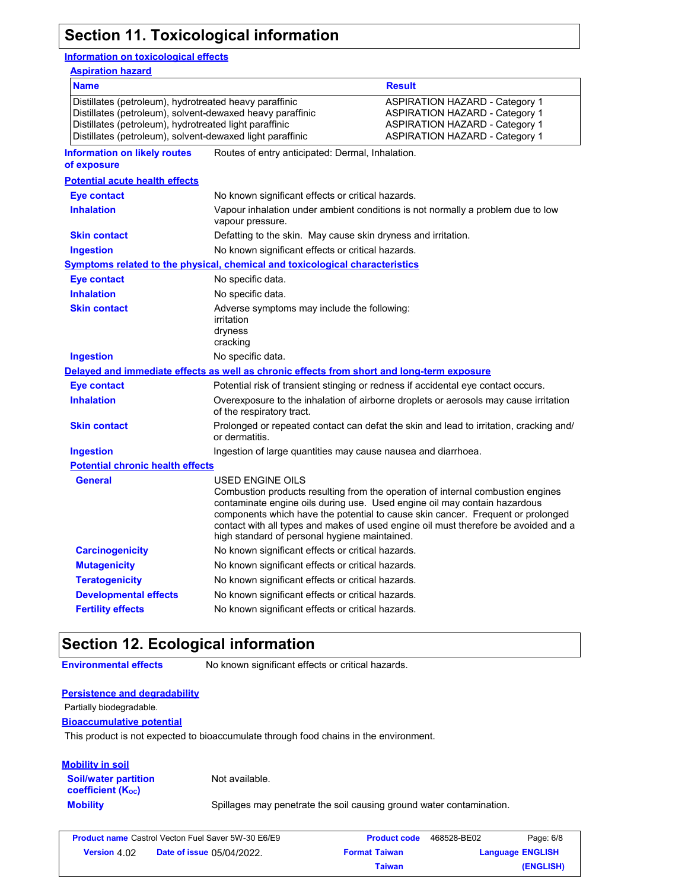## Section 11. Toxicological information

### Information on toxicological effects

**Aspiration hazard**

| Name | Result |
|---|---|
| Distillates (petroleum), hydrotreated heavy paraffinic | ASPIRATION HAZARD - Category 1 |
| Distillates (petroleum), solvent-dewaxed heavy paraffinic | ASPIRATION HAZARD - Category 1 |
| Distillates (petroleum), hydrotreated light paraffinic | ASPIRATION HAZARD - Category 1 |
| Distillates (petroleum), solvent-dewaxed light paraffinic | ASPIRATION HAZARD - Category 1 |

**Information on likely routes of exposure**: Routes of entry anticipated: Dermal, Inhalation.

### Potential acute health effects

**Eye contact**: No known significant effects or critical hazards.

**Inhalation**: Vapour inhalation under ambient conditions is not normally a problem due to low vapour pressure.

**Skin contact**: Defatting to the skin. May cause skin dryness and irritation.

**Ingestion**: No known significant effects or critical hazards.

### Symptoms related to the physical, chemical and toxicological characteristics

**Eye contact**: No specific data.

**Inhalation**: No specific data.

**Skin contact**: Adverse symptoms may include the following:
irritation
dryness
cracking

**Ingestion**: No specific data.

### Delayed and immediate effects as well as chronic effects from short and long-term exposure

**Eye contact**: Potential risk of transient stinging or redness if accidental eye contact occurs.

**Inhalation**: Overexposure to the inhalation of airborne droplets or aerosols may cause irritation of the respiratory tract.

**Skin contact**: Prolonged or repeated contact can defat the skin and lead to irritation, cracking and/or dermatitis.

**Ingestion**: Ingestion of large quantities may cause nausea and diarrhoea.

### Potential chronic health effects

**General**: USED ENGINE OILS
Combustion products resulting from the operation of internal combustion engines contaminate engine oils during use. Used engine oil may contain hazardous components which have the potential to cause skin cancer. Frequent or prolonged contact with all types and makes of used engine oil must therefore be avoided and a high standard of personal hygiene maintained.

**Carcinogenicity**: No known significant effects or critical hazards.

**Mutagenicity**: No known significant effects or critical hazards.

**Teratogenicity**: No known significant effects or critical hazards.

**Developmental effects**: No known significant effects or critical hazards.

**Fertility effects**: No known significant effects or critical hazards.

## Section 12. Ecological information

**Environmental effects**: No known significant effects or critical hazards.

### Persistence and degradability

Partially biodegradable.

### Bioaccumulative potential

This product is not expected to bioaccumulate through food chains in the environment.

### Mobility in soil

**Soil/water partition coefficient ($K_{OC}$)**: Not available.

**Mobility**: Spillages may penetrate the soil causing ground water contamination.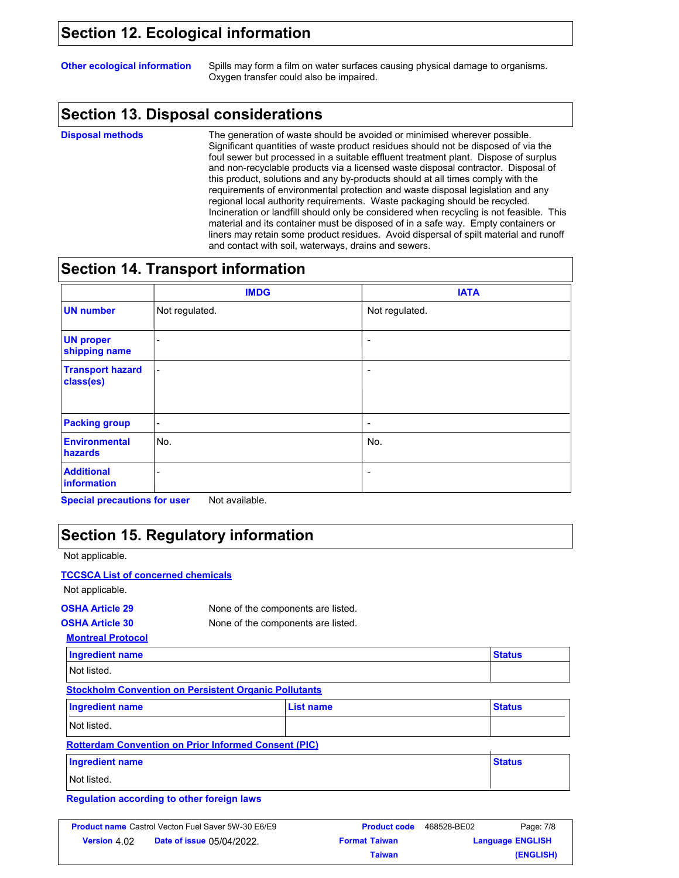## Section 12. Ecological information

**Other ecological information** Spills may form a film on water surfaces causing physical damage to organisms. Oxygen transfer could also be impaired.

## Section 13. Disposal considerations

**Disposal methods** The generation of waste should be avoided or minimised wherever possible. Significant quantities of waste product residues should not be disposed of via the foul sewer but processed in a suitable effluent treatment plant. Dispose of surplus and non-recyclable products via a licensed waste disposal contractor. Disposal of this product, solutions and any by-products should at all times comply with the requirements of environmental protection and waste disposal legislation and any regional local authority requirements. Waste packaging should be recycled. Incineration or landfill should only be considered when recycling is not feasible. This material and its container must be disposed of in a safe way. Empty containers or liners may retain some product residues. Avoid dispersal of spilt material and runoff and contact with soil, waterways, drains and sewers.

## Section 14. Transport information

| | IMDG | IATA |
|---|---|---|
| UN number | Not regulated. | Not regulated. |
| UN proper shipping name | - | - |
| Transport hazard class(es) | - | - |
| Packing group | - | - |
| Environmental hazards | No. | No. |
| Additional information | - | - |

**Special precautions for user** Not available.

## Section 15. Regulatory information

Not applicable.

**TCCSCA List of concerned chemicals**

Not applicable.

**OSHA Article 29** None of the components are listed.

**OSHA Article 30** None of the components are listed.

**Montreal Protocol**

| Ingredient name | Status |
|---|---|
| Not listed. | |

**Stockholm Convention on Persistent Organic Pollutants**

| Ingredient name | List name | Status |
|---|---|---|
| Not listed. | | |

**Rotterdam Convention on Prior Informed Consent (PIC)**

| Ingredient name | Status |
|---|---|
| Not listed. | |

**Regulation according to other foreign laws**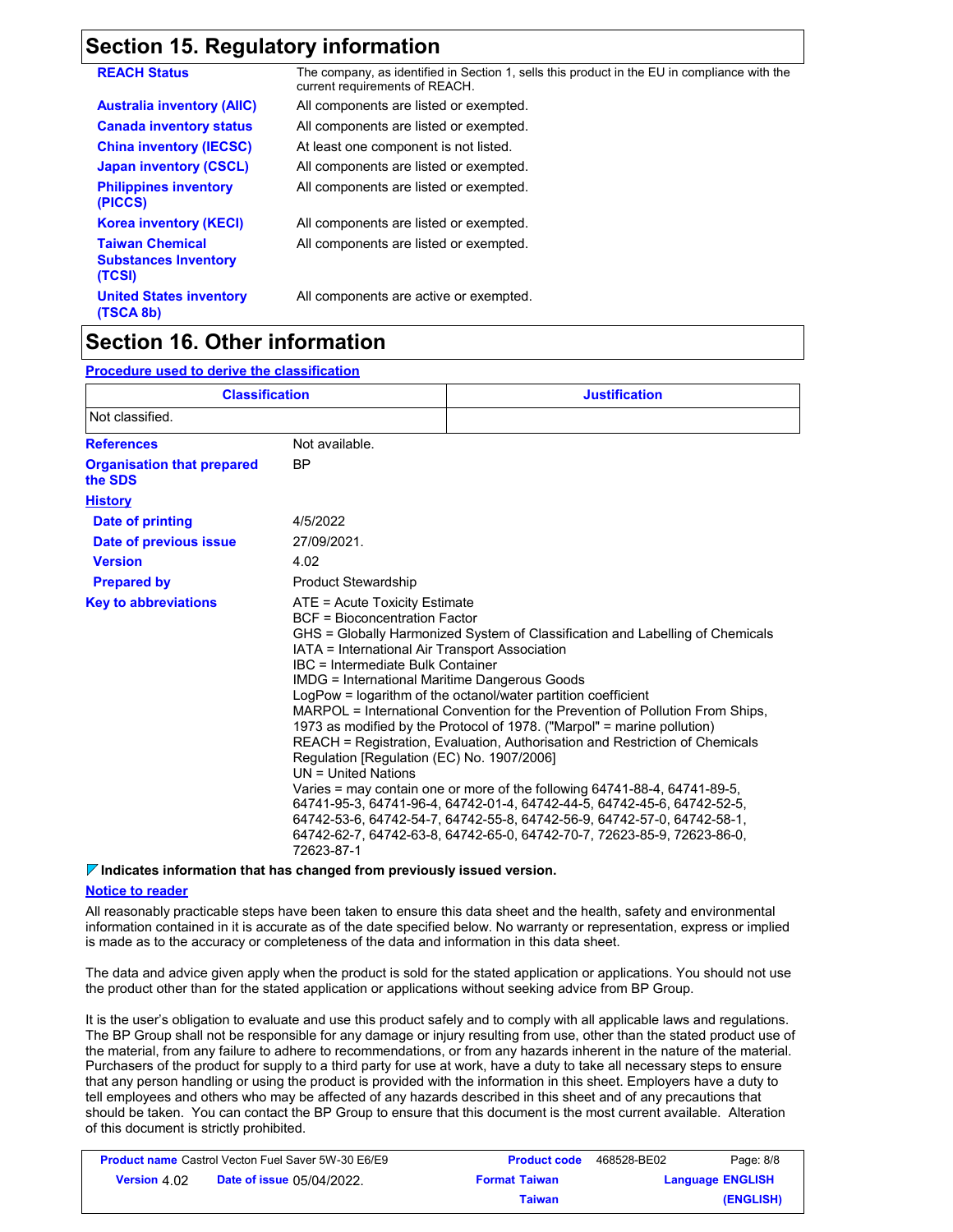## Section 15. Regulatory information

| | |
|---|---|
| **REACH Status** | The company, as identified in Section 1, sells this product in the EU in compliance with the current requirements of REACH. |
| **Australia inventory (AIIC)** | All components are listed or exempted. |
| **Canada inventory status** | All components are listed or exempted. |
| **China inventory (IECSC)** | At least one component is not listed. |
| **Japan inventory (CSCL)** | All components are listed or exempted. |
| **Philippines inventory (PICCS)** | All components are listed or exempted. |
| **Korea inventory (KECI)** | All components are listed or exempted. |
| **Taiwan Chemical Substances Inventory (TCSI)** | All components are listed or exempted. |
| **United States inventory (TSCA 8b)** | All components are active or exempted. |

## Section 16. Other information

**Procedure used to derive the classification**

| Classification | Justification |
|---|---|
| Not classified. | |

**References** Not available.

**Organisation that prepared the SDS** BP

**History**

**Date of printing** 4/5/2022

**Date of previous issue** 27/09/2021.

**Version** 4.02

**Prepared by** Product Stewardship

**Key to abbreviations**

ATE = Acute Toxicity Estimate
BCF = Bioconcentration Factor
GHS = Globally Harmonized System of Classification and Labelling of Chemicals
IATA = International Air Transport Association
IBC = Intermediate Bulk Container
IMDG = International Maritime Dangerous Goods
LogPow = logarithm of the octanol/water partition coefficient
MARPOL = International Convention for the Prevention of Pollution From Ships, 1973 as modified by the Protocol of 1978. ("Marpol" = marine pollution)
REACH = Registration, Evaluation, Authorisation and Restriction of Chemicals Regulation [Regulation (EC) No. 1907/2006]
UN = United Nations
Varies = may contain one or more of the following 64741-88-4, 64741-89-5, 64741-95-3, 64741-96-4, 64742-01-4, 64742-44-5, 64742-45-6, 64742-52-5, 64742-53-6, 64742-54-7, 64742-55-8, 64742-56-9, 64742-57-0, 64742-58-1, 64742-62-7, 64742-63-8, 64742-65-0, 64742-70-7, 72623-85-9, 72623-86-0, 72623-87-1

**Indicates information that has changed from previously issued version.**

**Notice to reader**

All reasonably practicable steps have been taken to ensure this data sheet and the health, safety and environmental information contained in it is accurate as of the date specified below. No warranty or representation, express or implied is made as to the accuracy or completeness of the data and information in this data sheet.

The data and advice given apply when the product is sold for the stated application or applications. You should not use the product other than for the stated application or applications without seeking advice from BP Group.

It is the user's obligation to evaluate and use this product safely and to comply with all applicable laws and regulations. The BP Group shall not be responsible for any damage or injury resulting from use, other than the stated product use of the material, from any failure to adhere to recommendations, or from any hazards inherent in the nature of the material. Purchasers of the product for supply to a third party for use at work, have a duty to take all necessary steps to ensure that any person handling or using the product is provided with the information in this sheet. Employers have a duty to tell employees and others who may be affected of any hazards described in this sheet and of any precautions that should be taken. You can contact the BP Group to ensure that this document is the most current available. Alteration of this document is strictly prohibited.